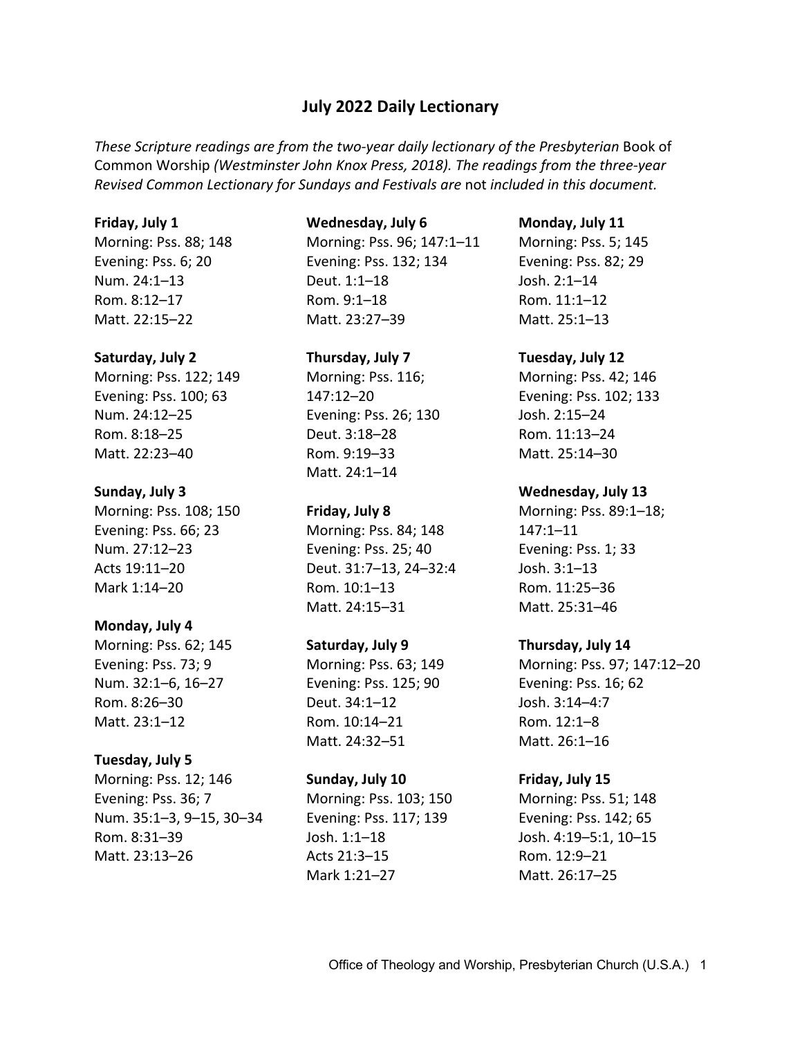# July 2022 Daily Lectionary

*These Scripture readings are from the two-year daily lectionary of the Presbyterian* Book of Common Worship *(Westminster John Knox Press, 2018). The readings from the three-year Revised Common Lectionary for Sundays and Festivals are* not *included in this document.*

**Friday, July 1**
Morning: Pss. 88; 148
Evening: Pss. 6; 20
Num. 24:1–13
Rom. 8:12–17
Matt. 22:15–22

**Saturday, July 2**
Morning: Pss. 122; 149
Evening: Pss. 100; 63
Num. 24:12–25
Rom. 8:18–25
Matt. 22:23–40

**Sunday, July 3**
Morning: Pss. 108; 150
Evening: Pss. 66; 23
Num. 27:12–23
Acts 19:11–20
Mark 1:14–20

**Monday, July 4**
Morning: Pss. 62; 145
Evening: Pss. 73; 9
Num. 32:1–6, 16–27
Rom. 8:26–30
Matt. 23:1–12

**Tuesday, July 5**
Morning: Pss. 12; 146
Evening: Pss. 36; 7
Num. 35:1–3, 9–15, 30–34
Rom. 8:31–39
Matt. 23:13–26

**Wednesday, July 6**
Morning: Pss. 96; 147:1–11
Evening: Pss. 132; 134
Deut. 1:1–18
Rom. 9:1–18
Matt. 23:27–39

**Thursday, July 7**
Morning: Pss. 116; 147:12–20
Evening: Pss. 26; 130
Deut. 3:18–28
Rom. 9:19–33
Matt. 24:1–14

**Friday, July 8**
Morning: Pss. 84; 148
Evening: Pss. 25; 40
Deut. 31:7–13, 24–32:4
Rom. 10:1–13
Matt. 24:15–31

**Saturday, July 9**
Morning: Pss. 63; 149
Evening: Pss. 125; 90
Deut. 34:1–12
Rom. 10:14–21
Matt. 24:32–51

**Sunday, July 10**
Morning: Pss. 103; 150
Evening: Pss. 117; 139
Josh. 1:1–18
Acts 21:3–15
Mark 1:21–27

**Monday, July 11**
Morning: Pss. 5; 145
Evening: Pss. 82; 29
Josh. 2:1–14
Rom. 11:1–12
Matt. 25:1–13

**Tuesday, July 12**
Morning: Pss. 42; 146
Evening: Pss. 102; 133
Josh. 2:15–24
Rom. 11:13–24
Matt. 25:14–30

**Wednesday, July 13**
Morning: Pss. 89:1–18; 147:1–11
Evening: Pss. 1; 33
Josh. 3:1–13
Rom. 11:25–36
Matt. 25:31–46

**Thursday, July 14**
Morning: Pss. 97; 147:12–20
Evening: Pss. 16; 62
Josh. 3:14–4:7
Rom. 12:1–8
Matt. 26:1–16

**Friday, July 15**
Morning: Pss. 51; 148
Evening: Pss. 142; 65
Josh. 4:19–5:1, 10–15
Rom. 12:9–21
Matt. 26:17–25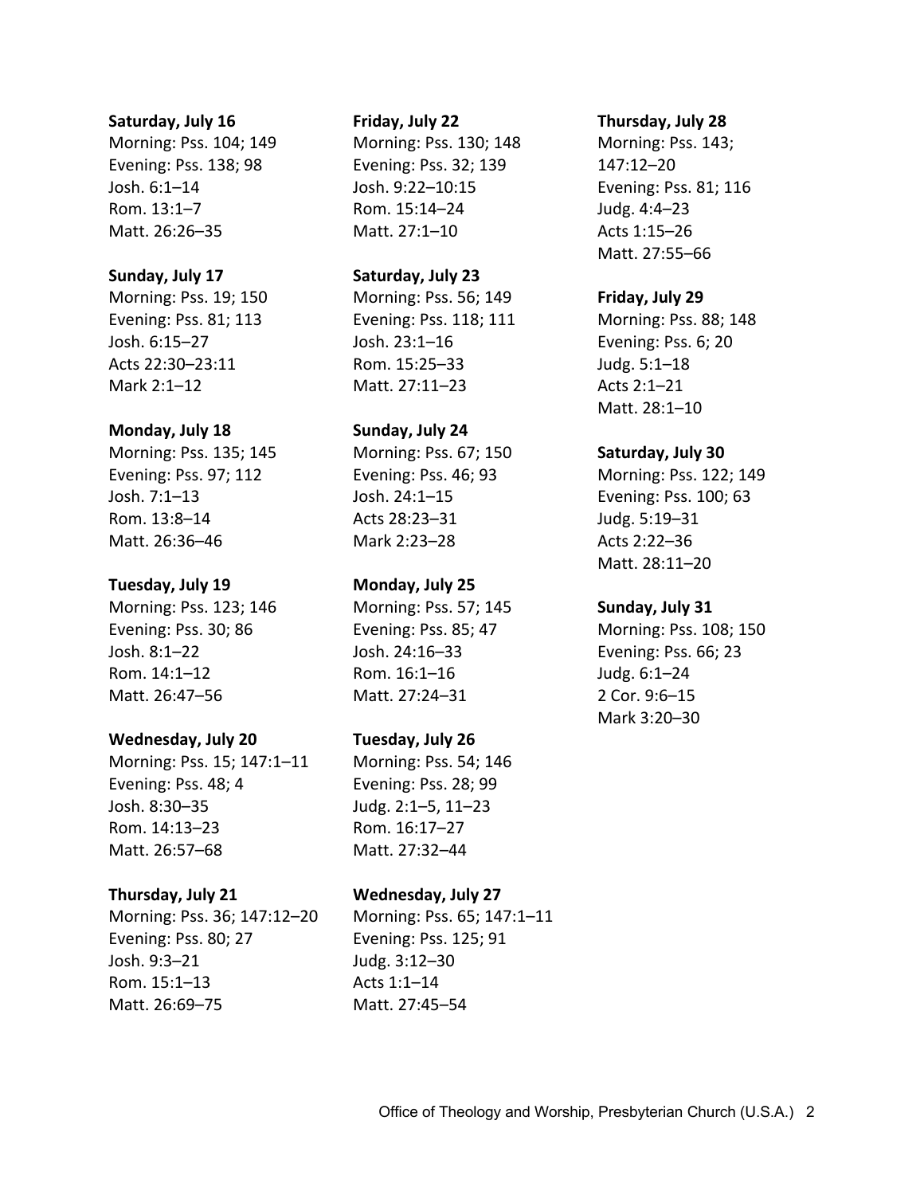**Saturday, July 16**
Morning: Pss. 104; 149
Evening: Pss. 138; 98
Josh. 6:1–14
Rom. 13:1–7
Matt. 26:26–35

**Sunday, July 17**
Morning: Pss. 19; 150
Evening: Pss. 81; 113
Josh. 6:15–27
Acts 22:30–23:11
Mark 2:1–12

**Monday, July 18**
Morning: Pss. 135; 145
Evening: Pss. 97; 112
Josh. 7:1–13
Rom. 13:8–14
Matt. 26:36–46

**Tuesday, July 19**
Morning: Pss. 123; 146
Evening: Pss. 30; 86
Josh. 8:1–22
Rom. 14:1–12
Matt. 26:47–56

**Wednesday, July 20**
Morning: Pss. 15; 147:1–11
Evening: Pss. 48; 4
Josh. 8:30–35
Rom. 14:13–23
Matt. 26:57–68

**Thursday, July 21**
Morning: Pss. 36; 147:12–20
Evening: Pss. 80; 27
Josh. 9:3–21
Rom. 15:1–13
Matt. 26:69–75

**Friday, July 22**
Morning: Pss. 130; 148
Evening: Pss. 32; 139
Josh. 9:22–10:15
Rom. 15:14–24
Matt. 27:1–10

**Saturday, July 23**
Morning: Pss. 56; 149
Evening: Pss. 118; 111
Josh. 23:1–16
Rom. 15:25–33
Matt. 27:11–23

**Sunday, July 24**
Morning: Pss. 67; 150
Evening: Pss. 46; 93
Josh. 24:1–15
Acts 28:23–31
Mark 2:23–28

**Monday, July 25**
Morning: Pss. 57; 145
Evening: Pss. 85; 47
Josh. 24:16–33
Rom. 16:1–16
Matt. 27:24–31

**Tuesday, July 26**
Morning: Pss. 54; 146
Evening: Pss. 28; 99
Judg. 2:1–5, 11–23
Rom. 16:17–27
Matt. 27:32–44

**Wednesday, July 27**
Morning: Pss. 65; 147:1–11
Evening: Pss. 125; 91
Judg. 3:12–30
Acts 1:1–14
Matt. 27:45–54

**Thursday, July 28**
Morning: Pss. 143; 147:12–20
Evening: Pss. 81; 116
Judg. 4:4–23
Acts 1:15–26
Matt. 27:55–66

**Friday, July 29**
Morning: Pss. 88; 148
Evening: Pss. 6; 20
Judg. 5:1–18
Acts 2:1–21
Matt. 28:1–10

**Saturday, July 30**
Morning: Pss. 122; 149
Evening: Pss. 100; 63
Judg. 5:19–31
Acts 2:22–36
Matt. 28:11–20

**Sunday, July 31**
Morning: Pss. 108; 150
Evening: Pss. 66; 23
Judg. 6:1–24
2 Cor. 9:6–15
Mark 3:20–30

Office of Theology and Worship, Presbyterian Church (U.S.A.)